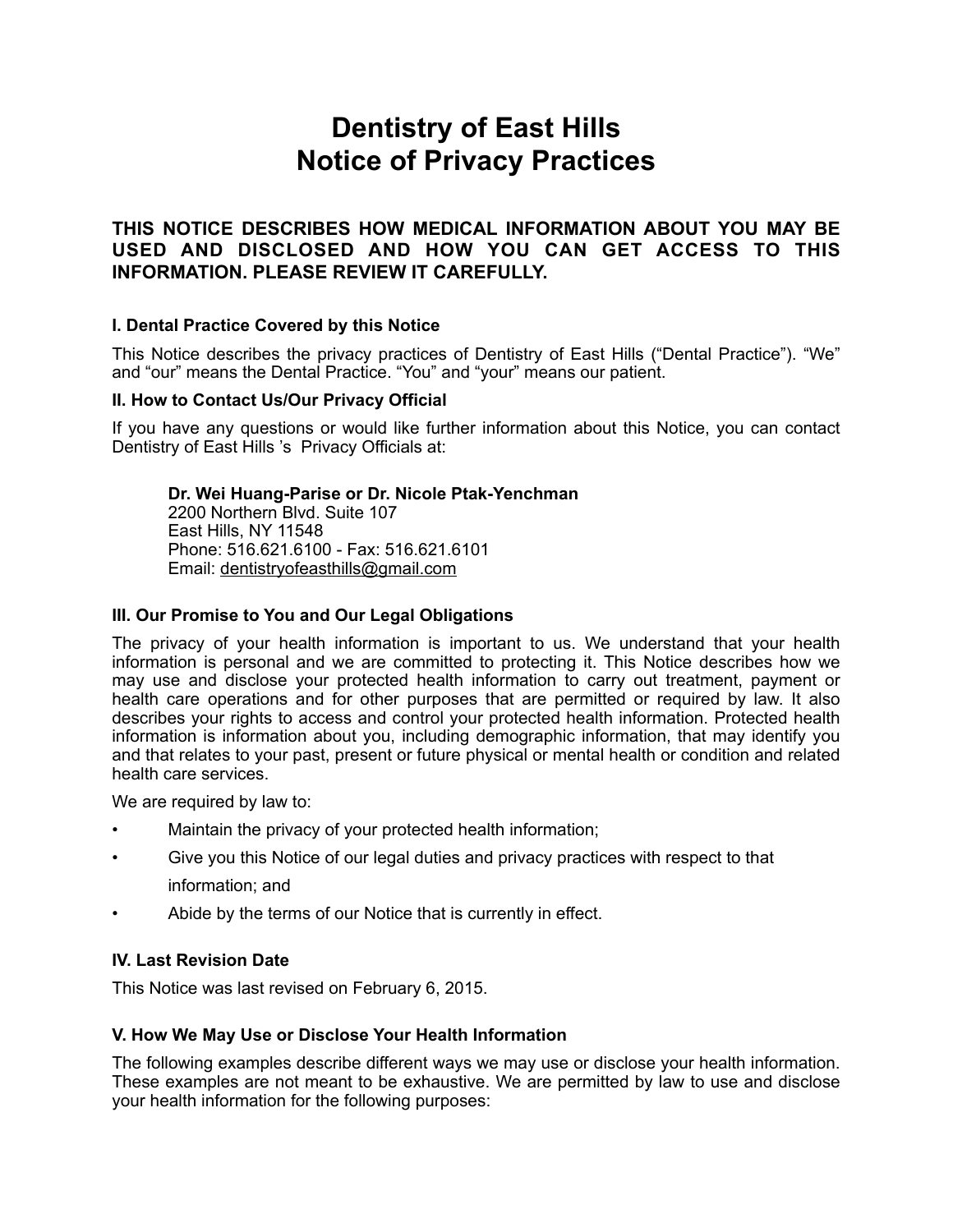# Dentistry of East Hills
# Notice of Privacy Practices

**THIS NOTICE DESCRIBES HOW MEDICAL INFORMATION ABOUT YOU MAY BE USED AND DISCLOSED AND HOW YOU CAN GET ACCESS TO THIS INFORMATION. PLEASE REVIEW IT CAREFULLY.**

### I. Dental Practice Covered by this Notice

This Notice describes the privacy practices of Dentistry of East Hills ("Dental Practice"). "We" and "our" means the Dental Practice. "You" and "your" means our patient.

### II. How to Contact Us/Our Privacy Official

If you have any questions or would like further information about this Notice, you can contact Dentistry of East Hills 's Privacy Officials at:

> **Dr. Wei Huang-Parise or Dr. Nicole Ptak-Yenchman**
> 2200 Northern Blvd. Suite 107
> East Hills, NY 11548
> Phone: 516.621.6100 - Fax: 516.621.6101
> Email: dentistryofeasthills@gmail.com

### III. Our Promise to You and Our Legal Obligations

The privacy of your health information is important to us. We understand that your health information is personal and we are committed to protecting it. This Notice describes how we may use and disclose your protected health information to carry out treatment, payment or health care operations and for other purposes that are permitted or required by law. It also describes your rights to access and control your protected health information. Protected health information is information about you, including demographic information, that may identify you and that relates to your past, present or future physical or mental health or condition and related health care services.

We are required by law to:

- Maintain the privacy of your protected health information;
- Give you this Notice of our legal duties and privacy practices with respect to that information; and
- Abide by the terms of our Notice that is currently in effect.

### IV. Last Revision Date

This Notice was last revised on February 6, 2015.

### V. How We May Use or Disclose Your Health Information

The following examples describe different ways we may use or disclose your health information. These examples are not meant to be exhaustive. We are permitted by law to use and disclose your health information for the following purposes: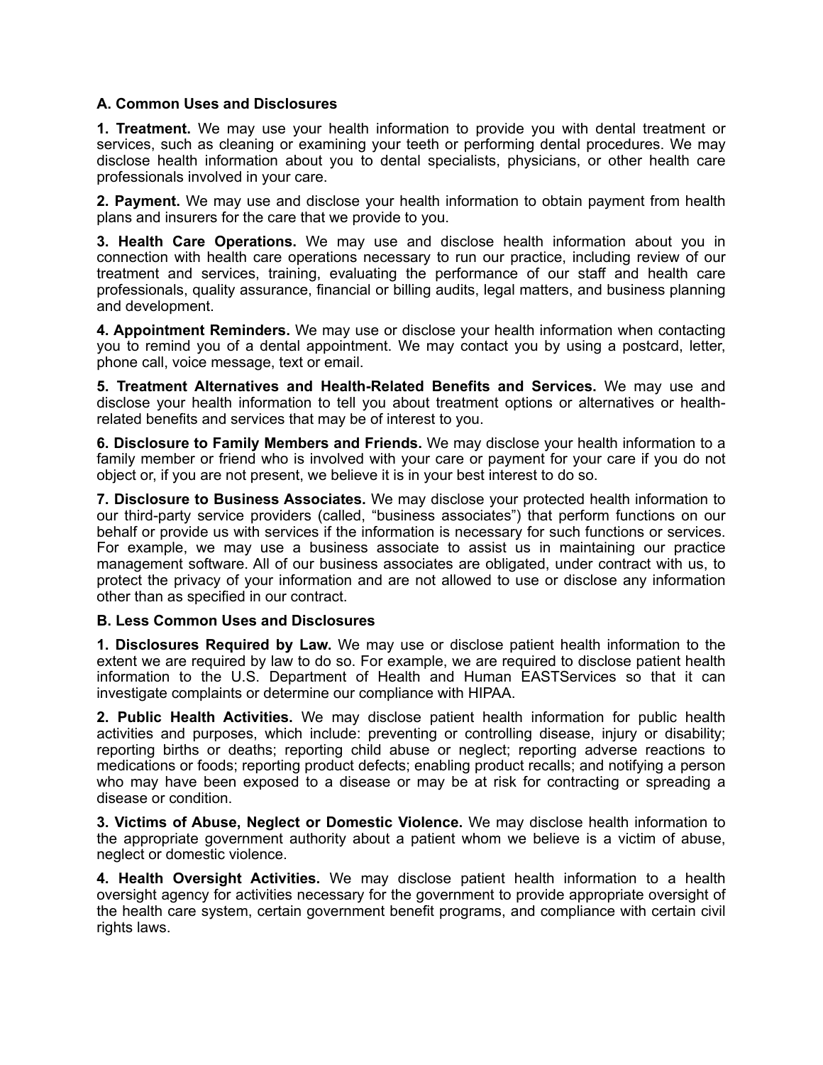### A. Common Uses and Disclosures

**1. Treatment.** We may use your health information to provide you with dental treatment or services, such as cleaning or examining your teeth or performing dental procedures. We may disclose health information about you to dental specialists, physicians, or other health care professionals involved in your care.

**2. Payment.** We may use and disclose your health information to obtain payment from health plans and insurers for the care that we provide to you.

**3. Health Care Operations.** We may use and disclose health information about you in connection with health care operations necessary to run our practice, including review of our treatment and services, training, evaluating the performance of our staff and health care professionals, quality assurance, financial or billing audits, legal matters, and business planning and development.

**4. Appointment Reminders.** We may use or disclose your health information when contacting you to remind you of a dental appointment. We may contact you by using a postcard, letter, phone call, voice message, text or email.

**5. Treatment Alternatives and Health-Related Benefits and Services.** We may use and disclose your health information to tell you about treatment options or alternatives or health-related benefits and services that may be of interest to you.

**6. Disclosure to Family Members and Friends.** We may disclose your health information to a family member or friend who is involved with your care or payment for your care if you do not object or, if you are not present, we believe it is in your best interest to do so.

**7. Disclosure to Business Associates.** We may disclose your protected health information to our third-party service providers (called, "business associates") that perform functions on our behalf or provide us with services if the information is necessary for such functions or services. For example, we may use a business associate to assist us in maintaining our practice management software. All of our business associates are obligated, under contract with us, to protect the privacy of your information and are not allowed to use or disclose any information other than as specified in our contract.

### B. Less Common Uses and Disclosures

**1. Disclosures Required by Law.** We may use or disclose patient health information to the extent we are required by law to do so. For example, we are required to disclose patient health information to the U.S. Department of Health and Human EASTServices so that it can investigate complaints or determine our compliance with HIPAA.

**2. Public Health Activities.** We may disclose patient health information for public health activities and purposes, which include: preventing or controlling disease, injury or disability; reporting births or deaths; reporting child abuse or neglect; reporting adverse reactions to medications or foods; reporting product defects; enabling product recalls; and notifying a person who may have been exposed to a disease or may be at risk for contracting or spreading a disease or condition.

**3. Victims of Abuse, Neglect or Domestic Violence.** We may disclose health information to the appropriate government authority about a patient whom we believe is a victim of abuse, neglect or domestic violence.

**4. Health Oversight Activities.** We may disclose patient health information to a health oversight agency for activities necessary for the government to provide appropriate oversight of the health care system, certain government benefit programs, and compliance with certain civil rights laws.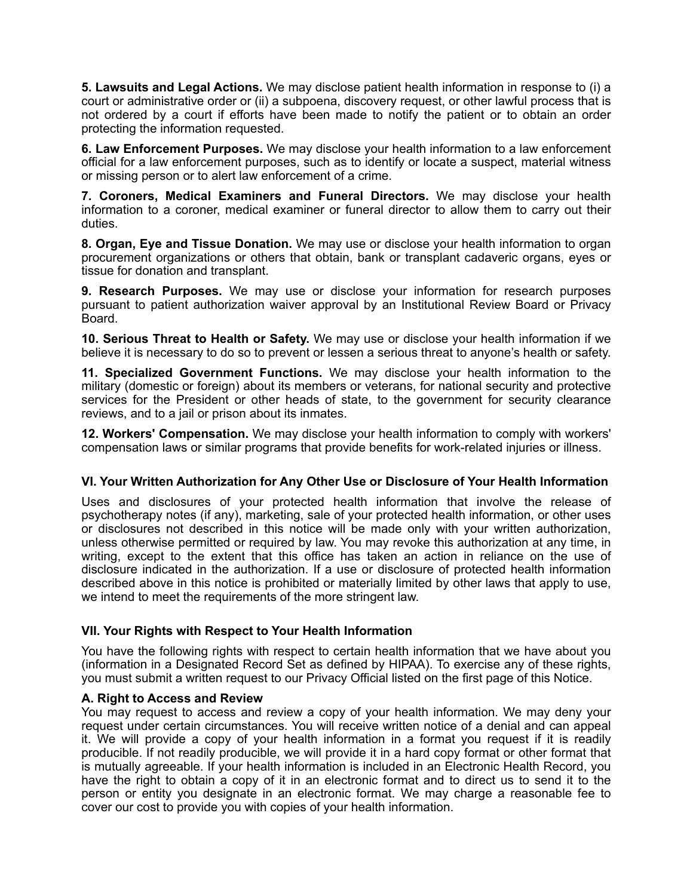**5. Lawsuits and Legal Actions.** We may disclose patient health information in response to (i) a court or administrative order or (ii) a subpoena, discovery request, or other lawful process that is not ordered by a court if efforts have been made to notify the patient or to obtain an order protecting the information requested.

**6. Law Enforcement Purposes.** We may disclose your health information to a law enforcement official for a law enforcement purposes, such as to identify or locate a suspect, material witness or missing person or to alert law enforcement of a crime.

**7. Coroners, Medical Examiners and Funeral Directors.** We may disclose your health information to a coroner, medical examiner or funeral director to allow them to carry out their duties.

**8. Organ, Eye and Tissue Donation.** We may use or disclose your health information to organ procurement organizations or others that obtain, bank or transplant cadaveric organs, eyes or tissue for donation and transplant.

**9. Research Purposes.** We may use or disclose your information for research purposes pursuant to patient authorization waiver approval by an Institutional Review Board or Privacy Board.

**10. Serious Threat to Health or Safety.** We may use or disclose your health information if we believe it is necessary to do so to prevent or lessen a serious threat to anyone's health or safety.

**11. Specialized Government Functions.** We may disclose your health information to the military (domestic or foreign) about its members or veterans, for national security and protective services for the President or other heads of state, to the government for security clearance reviews, and to a jail or prison about its inmates.

**12. Workers' Compensation.** We may disclose your health information to comply with workers' compensation laws or similar programs that provide benefits for work-related injuries or illness.

### VI. Your Written Authorization for Any Other Use or Disclosure of Your Health Information

Uses and disclosures of your protected health information that involve the release of psychotherapy notes (if any), marketing, sale of your protected health information, or other uses or disclosures not described in this notice will be made only with your written authorization, unless otherwise permitted or required by law. You may revoke this authorization at any time, in writing, except to the extent that this office has taken an action in reliance on the use of disclosure indicated in the authorization. If a use or disclosure of protected health information described above in this notice is prohibited or materially limited by other laws that apply to use, we intend to meet the requirements of the more stringent law.

### VII. Your Rights with Respect to Your Health Information

You have the following rights with respect to certain health information that we have about you (information in a Designated Record Set as defined by HIPAA). To exercise any of these rights, you must submit a written request to our Privacy Official listed on the first page of this Notice.

**A. Right to Access and Review**

You may request to access and review a copy of your health information. We may deny your request under certain circumstances. You will receive written notice of a denial and can appeal it. We will provide a copy of your health information in a format you request if it is readily producible. If not readily producible, we will provide it in a hard copy format or other format that is mutually agreeable. If your health information is included in an Electronic Health Record, you have the right to obtain a copy of it in an electronic format and to direct us to send it to the person or entity you designate in an electronic format. We may charge a reasonable fee to cover our cost to provide you with copies of your health information.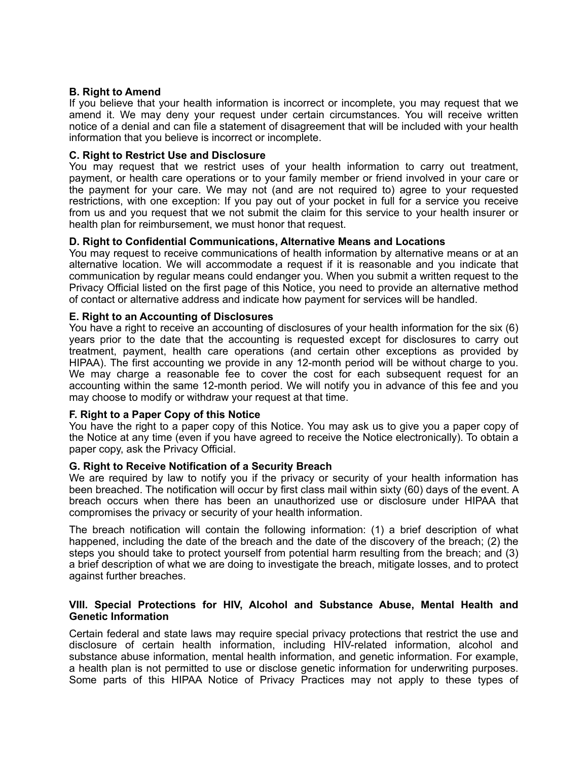**B. Right to Amend**

If you believe that your health information is incorrect or incomplete, you may request that we amend it. We may deny your request under certain circumstances. You will receive written notice of a denial and can file a statement of disagreement that will be included with your health information that you believe is incorrect or incomplete.

**C. Right to Restrict Use and Disclosure**

You may request that we restrict uses of your health information to carry out treatment, payment, or health care operations or to your family member or friend involved in your care or the payment for your care. We may not (and are not required to) agree to your requested restrictions, with one exception: If you pay out of your pocket in full for a service you receive from us and you request that we not submit the claim for this service to your health insurer or health plan for reimbursement, we must honor that request.

**D. Right to Confidential Communications, Alternative Means and Locations**

You may request to receive communications of health information by alternative means or at an alternative location. We will accommodate a request if it is reasonable and you indicate that communication by regular means could endanger you. When you submit a written request to the Privacy Official listed on the first page of this Notice, you need to provide an alternative method of contact or alternative address and indicate how payment for services will be handled.

**E. Right to an Accounting of Disclosures**

You have a right to receive an accounting of disclosures of your health information for the six (6) years prior to the date that the accounting is requested except for disclosures to carry out treatment, payment, health care operations (and certain other exceptions as provided by HIPAA). The first accounting we provide in any 12-month period will be without charge to you. We may charge a reasonable fee to cover the cost for each subsequent request for an accounting within the same 12-month period. We will notify you in advance of this fee and you may choose to modify or withdraw your request at that time.

**F. Right to a Paper Copy of this Notice**

You have the right to a paper copy of this Notice. You may ask us to give you a paper copy of the Notice at any time (even if you have agreed to receive the Notice electronically). To obtain a paper copy, ask the Privacy Official.

**G. Right to Receive Notification of a Security Breach**

We are required by law to notify you if the privacy or security of your health information has been breached. The notification will occur by first class mail within sixty (60) days of the event. A breach occurs when there has been an unauthorized use or disclosure under HIPAA that compromises the privacy or security of your health information.

The breach notification will contain the following information: (1) a brief description of what happened, including the date of the breach and the date of the discovery of the breach; (2) the steps you should take to protect yourself from potential harm resulting from the breach; and (3) a brief description of what we are doing to investigate the breach, mitigate losses, and to protect against further breaches.

## VIII. Special Protections for HIV, Alcohol and Substance Abuse, Mental Health and Genetic Information

Certain federal and state laws may require special privacy protections that restrict the use and disclosure of certain health information, including HIV-related information, alcohol and substance abuse information, mental health information, and genetic information. For example, a health plan is not permitted to use or disclose genetic information for underwriting purposes. Some parts of this HIPAA Notice of Privacy Practices may not apply to these types of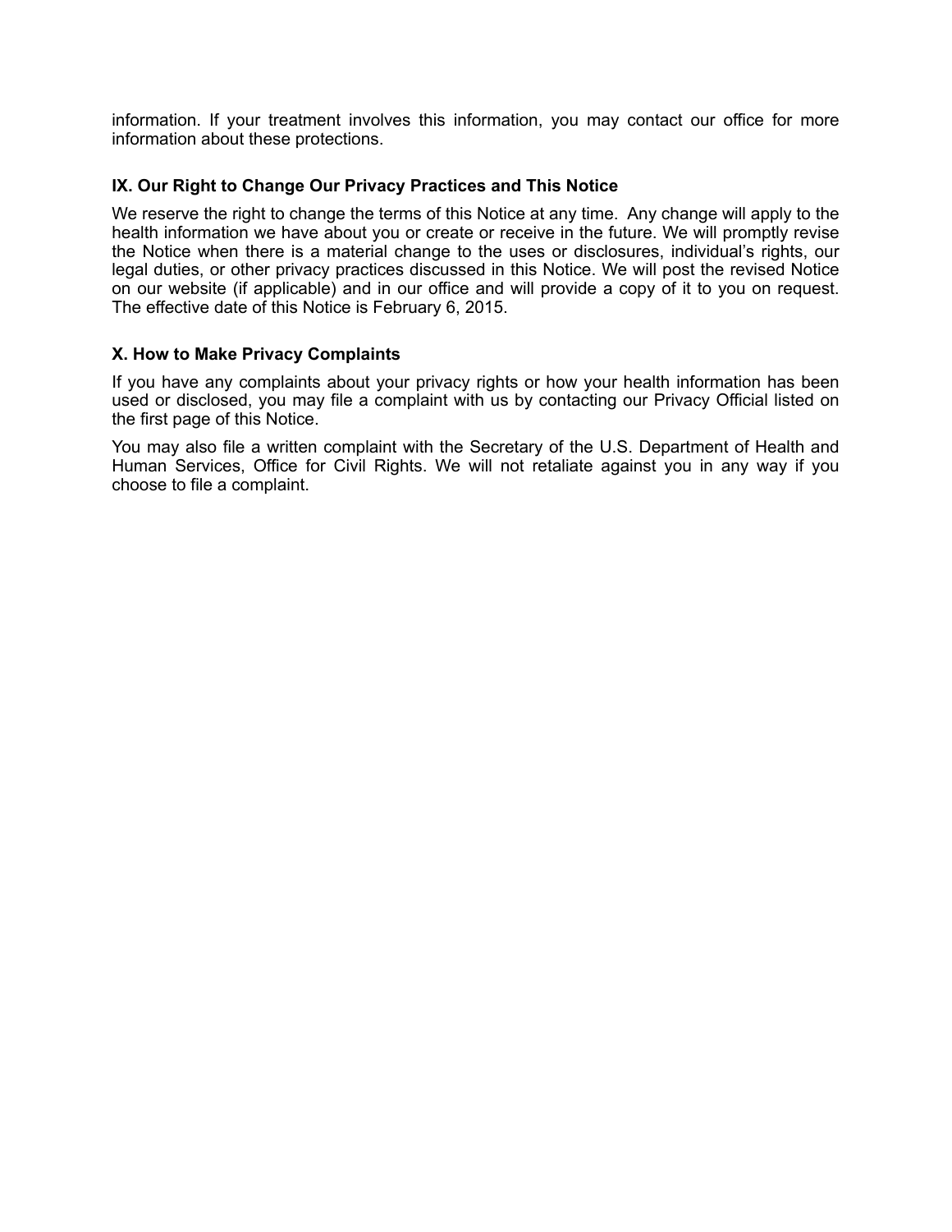information. If your treatment involves this information, you may contact our office for more information about these protections.

## IX. Our Right to Change Our Privacy Practices and This Notice

We reserve the right to change the terms of this Notice at any time. Any change will apply to the health information we have about you or create or receive in the future. We will promptly revise the Notice when there is a material change to the uses or disclosures, individual's rights, our legal duties, or other privacy practices discussed in this Notice. We will post the revised Notice on our website (if applicable) and in our office and will provide a copy of it to you on request. The effective date of this Notice is February 6, 2015.

## X. How to Make Privacy Complaints

If you have any complaints about your privacy rights or how your health information has been used or disclosed, you may file a complaint with us by contacting our Privacy Official listed on the first page of this Notice.

You may also file a written complaint with the Secretary of the U.S. Department of Health and Human Services, Office for Civil Rights. We will not retaliate against you in any way if you choose to file a complaint.